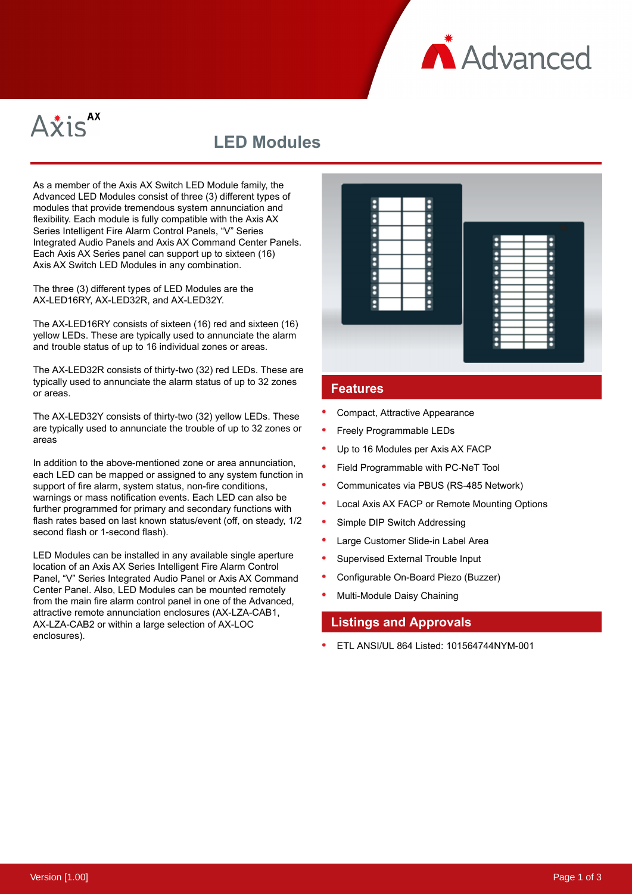# LED Modules

As a member of the Axis AX Switch LED Module family, the Advanced LED Modules consist of three (3) different types of modules that provide tremendous system annunciation and flexibility. Each module is fully compatible with the Axis AX Series Intelligent Fire Alarm Control Panels, "V" Series Integrated Audio Panels and Axis AX Command Center Panels. Each Axis AX Series panel can support up to sixteen (16) Axis AX Switch LED Modules in any combination.

The three (3) different types of LED Modules are the AX-LED16RY, AX-LED32R, and AX-LED32Y.

The AX-LED16RY consists of sixteen (16) red and sixteen (16) yellow LEDs. These are typically used to annunciate the alarm and trouble status of up to 16 individual zones or areas.

The AX-LED32R consists of thirty-two (32) red LEDs. These are typically used to annunciate the alarm status of up to 32 zones or areas.

The AX-LED32Y consists of thirty-two (32) yellow LEDs. These are typically used to annunciate the trouble of up to 32 zones or areas

In addition to the above-mentioned zone or area annunciation, each LED can be mapped or assigned to any system function in support of fire alarm, system status, non-fire conditions, warnings or mass notification events. Each LED can also be further programmed for primary and secondary functions with flash rates based on last known status/event (off, on steady, 1/2 second flash or 1-second flash).

LED Modules can be installed in any available single aperture location of an Axis AX Series Intelligent Fire Alarm Control Panel, "V" Series Integrated Audio Panel or Axis AX Command Center Panel. Also, LED Modules can be mounted remotely from the main fire alarm control panel in one of the Advanced, attractive remote annunciation enclosures (AX-LZA-CAB1, AX-LZA-CAB2 or within a large selection of AX-LOC enclosures).

## Features

- Compact, Attractive Appearance
- Freely Programmable LEDs
- Up to 16 Modules per Axis AX FACP
- Field Programmable with PC-NeT Tool
- Communicates via PBUS (RS-485 Network)
- Local Axis AX FACP or Remote Mounting Options
- Simple DIP Switch Addressing
- Large Customer Slide-in Label Area
- Supervised External Trouble Input
- Configurable On-Board Piezo (Buzzer)
- Multi-Module Daisy Chaining

## Listings and Approvals

- ETL ANSI/UL 864 Listed: 101564744NYM-001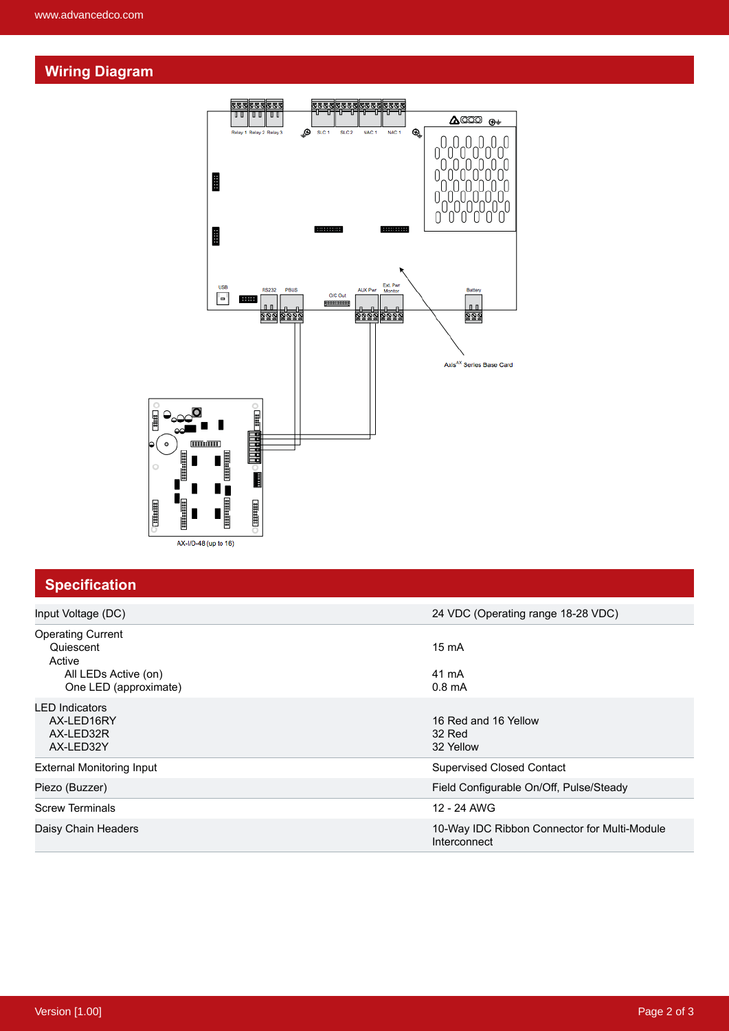## Wiring Diagram

## Specification

| | |
|---|---|
| Input Voltage (DC) | 24 VDC (Operating range 18-28 VDC) |
| Operating Current<br>Quiescent<br>Active<br>All LEDs Active (on)<br>One LED (approximate) | <br>15 mA<br><br>41 mA<br>0.8 mA |
| LED Indicators<br>AX-LED16RY<br>AX-LED32R<br>AX-LED32Y | <br>16 Red and 16 Yellow<br>32 Red<br>32 Yellow |
| External Monitoring Input | Supervised Closed Contact |
| Piezo (Buzzer) | Field Configurable On/Off, Pulse/Steady |
| Screw Terminals | 12 - 24 AWG |
| Daisy Chain Headers | 10-Way IDC Ribbon Connector for Multi-Module Interconnect |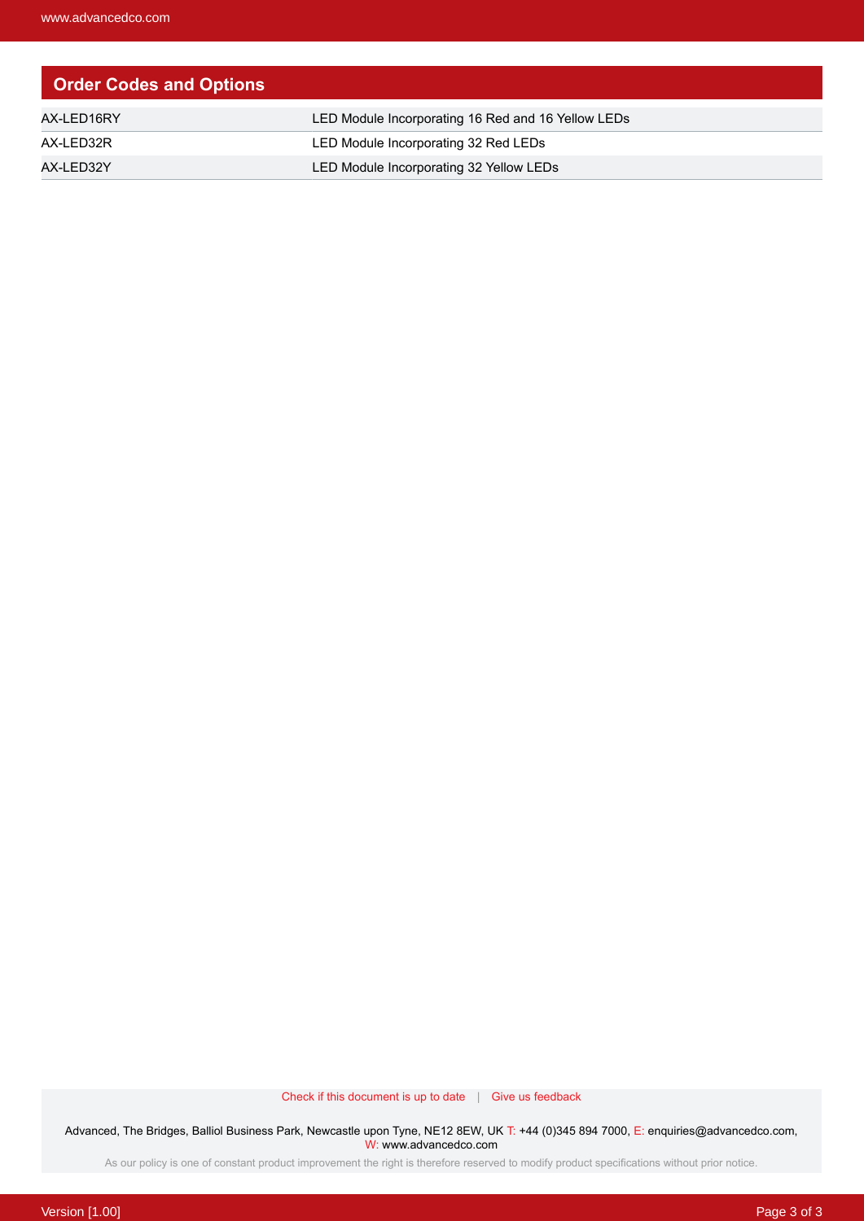## Order Codes and Options

| | |
|---|---|
| AX-LED16RY | LED Module Incorporating 16 Red and 16 Yellow LEDs |
| AX-LED32R | LED Module Incorporating 32 Red LEDs |
| AX-LED32Y | LED Module Incorporating 32 Yellow LEDs |

Check if this document is up to date | Give us feedback

Advanced, The Bridges, Balliol Business Park, Newcastle upon Tyne, NE12 8EW, UK T: +44 (0)345 894 7000, E: enquiries@advancedco.com, W: www.advancedco.com

As our policy is one of constant product improvement the right is therefore reserved to modify product specifications without prior notice.

Version [1.00]